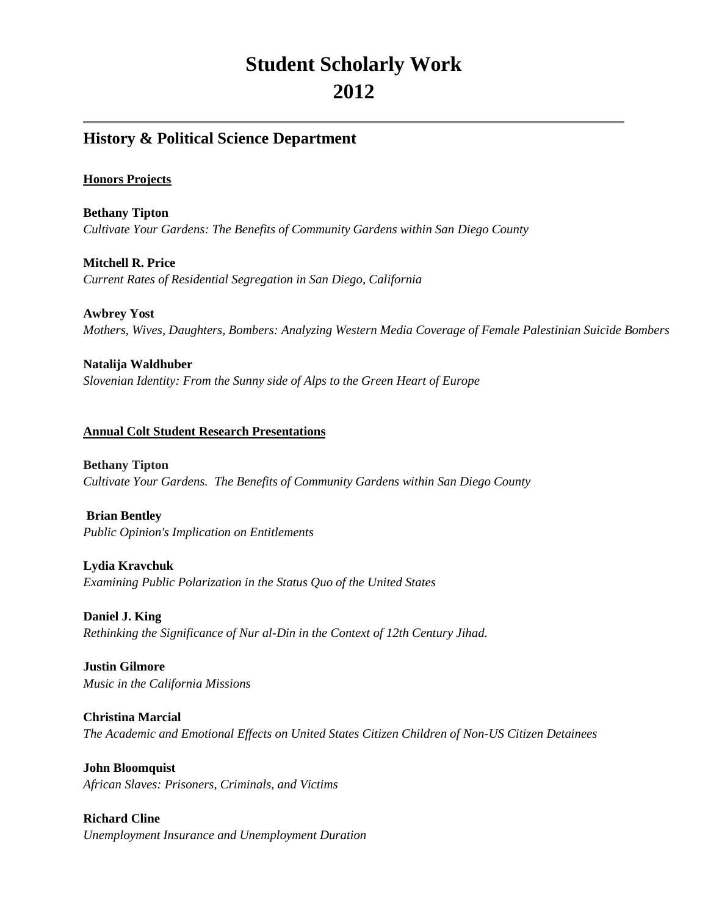# Student Scholarly Work
# 2012

## History & Political Science Department

**Honors Projects**

**Bethany Tipton**
*Cultivate Your Gardens: The Benefits of Community Gardens within San Diego County*

**Mitchell R. Price**
*Current Rates of Residential Segregation in San Diego, California*

**Awbrey Yost**
*Mothers, Wives, Daughters, Bombers: Analyzing Western Media Coverage of Female Palestinian Suicide Bombers*

**Natalija Waldhuber**
*Slovenian Identity: From the Sunny side of Alps to the Green Heart of Europe*

**Annual Colt Student Research Presentations**

**Bethany Tipton**
*Cultivate Your Gardens. The Benefits of Community Gardens within San Diego County*

**Brian Bentley**
*Public Opinion's Implication on Entitlements*

**Lydia Kravchuk**
*Examining Public Polarization in the Status Quo of the United States*

**Daniel J. King**
*Rethinking the Significance of Nur al-Din in the Context of 12th Century Jihad.*

**Justin Gilmore**
*Music in the California Missions*

**Christina Marcial**
*The Academic and Emotional Effects on United States Citizen Children of Non-US Citizen Detainees*

**John Bloomquist**
*African Slaves: Prisoners, Criminals, and Victims*

**Richard Cline**
*Unemployment Insurance and Unemployment Duration*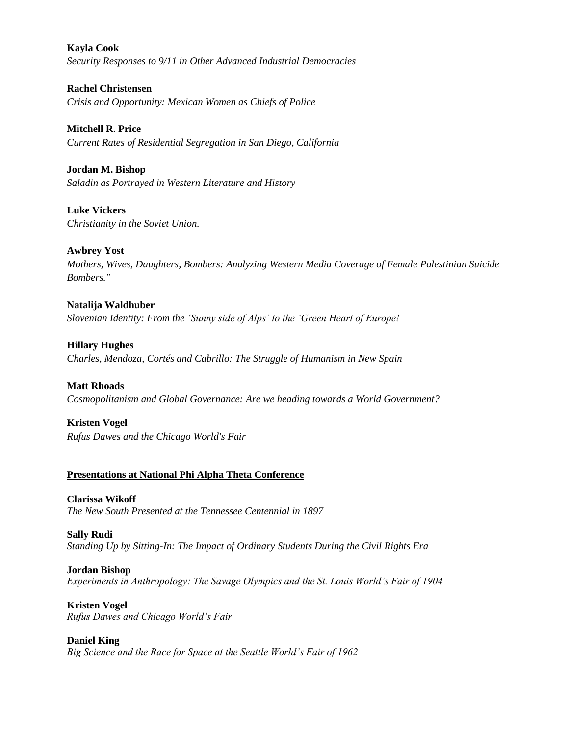**Kayla Cook**
*Security Responses to 9/11 in Other Advanced Industrial Democracies*

**Rachel Christensen**
*Crisis and Opportunity: Mexican Women as Chiefs of Police*

**Mitchell R. Price**
*Current Rates of Residential Segregation in San Diego, California*

**Jordan M. Bishop**
*Saladin as Portrayed in Western Literature and History*

**Luke Vickers**
*Christianity in the Soviet Union.*

**Awbrey Yost**
*Mothers, Wives, Daughters, Bombers: Analyzing Western Media Coverage of Female Palestinian Suicide Bombers."*

**Natalija Waldhuber**
*Slovenian Identity: From the 'Sunny side of Alps' to the 'Green Heart of Europe!*

**Hillary Hughes**
*Charles, Mendoza, Cortés and Cabrillo: The Struggle of Humanism in New Spain*

**Matt Rhoads**
*Cosmopolitanism and Global Governance: Are we heading towards a World Government?*

**Kristen Vogel**
*Rufus Dawes and the Chicago World's Fair*

**<u>Presentations at National Phi Alpha Theta Conference</u>**

**Clarissa Wikoff**
*The New South Presented at the Tennessee Centennial in 1897*

**Sally Rudi**
*Standing Up by Sitting-In: The Impact of Ordinary Students During the Civil Rights Era*

**Jordan Bishop**
*Experiments in Anthropology: The Savage Olympics and the St. Louis World's Fair of 1904*

**Kristen Vogel**
*Rufus Dawes and Chicago World's Fair*

**Daniel King**
*Big Science and the Race for Space at the Seattle World's Fair of 1962*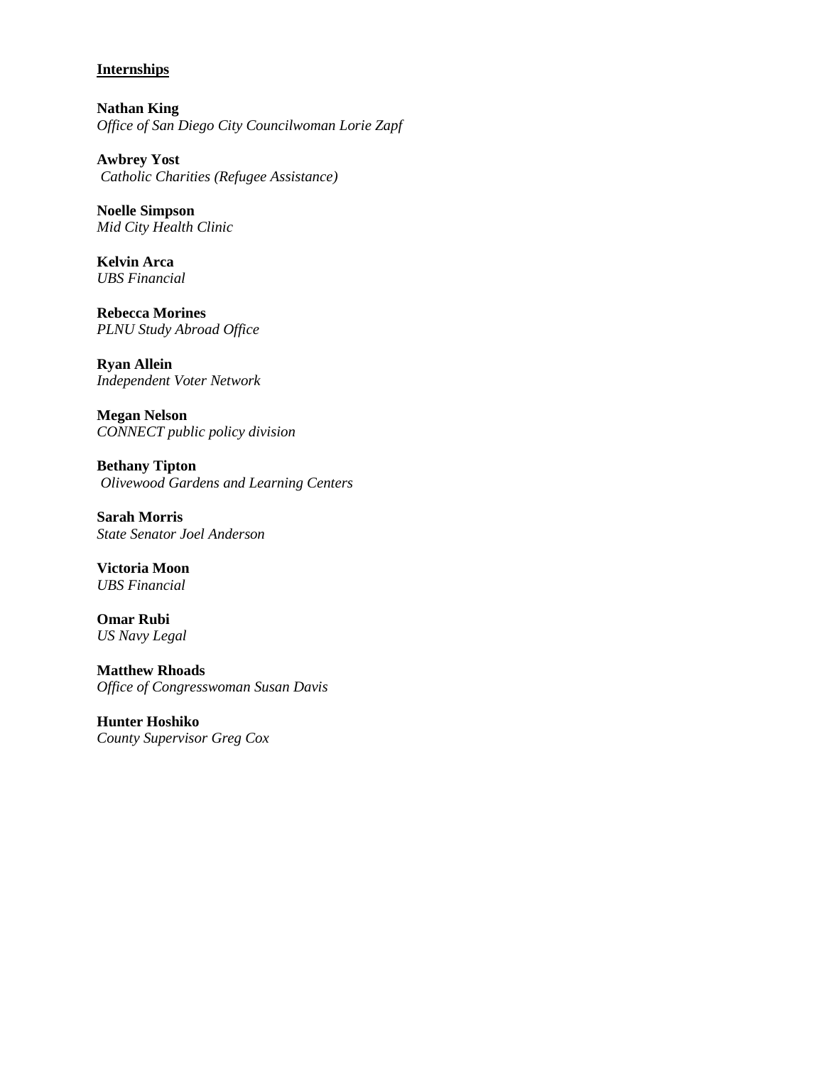**Internships**

**Nathan King**
*Office of San Diego City Councilwoman Lorie Zapf*

**Awbrey Yost**
*Catholic Charities (Refugee Assistance)*

**Noelle Simpson**
*Mid City Health Clinic*

**Kelvin Arca**
*UBS Financial*

**Rebecca Morines**
*PLNU Study Abroad Office*

**Ryan Allein**
*Independent Voter Network*

**Megan Nelson**
*CONNECT public policy division*

**Bethany Tipton**
*Olivewood Gardens and Learning Centers*

**Sarah Morris**
*State Senator Joel Anderson*

**Victoria Moon**
*UBS Financial*

**Omar Rubi**
*US Navy Legal*

**Matthew Rhoads**
*Office of Congresswoman Susan Davis*

**Hunter Hoshiko**
*County Supervisor Greg Cox*